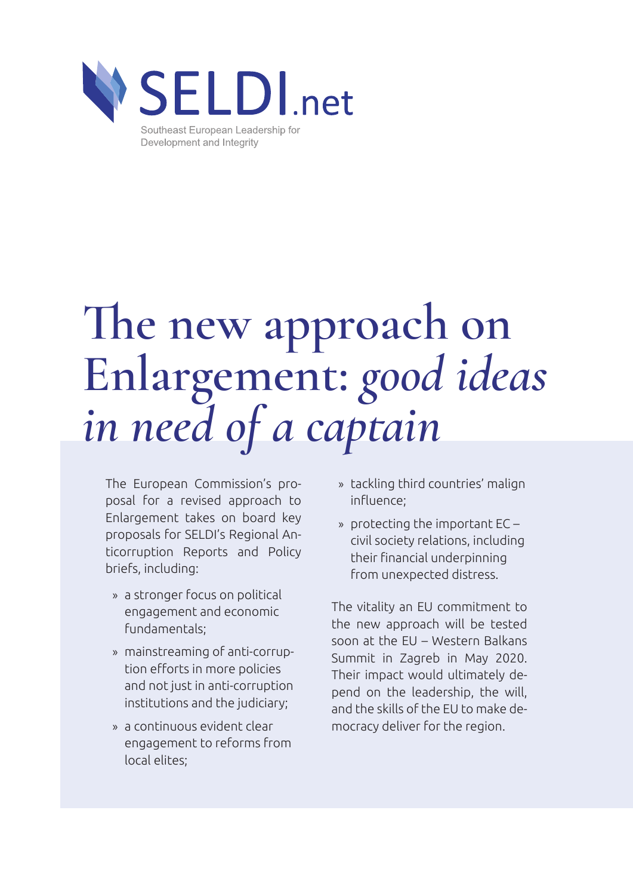SELDI.net

Southeast European Leadership for Development and Integrity

# The new approach on Enlargement: *good ideas in need of a captain*

The European Commission's proposal for a revised approach to Enlargement takes on board key proposals for SELDI's Regional Anticorruption Reports and Policy briefs, including:

- a stronger focus on political engagement and economic fundamentals;
- mainstreaming of anti-corruption efforts in more policies and not just in anti-corruption institutions and the judiciary;
- a continuous evident clear engagement to reforms from local elites;
- tackling third countries' malign influence;
- protecting the important EC – civil society relations, including their financial underpinning from unexpected distress.

The vitality an EU commitment to the new approach will be tested soon at the EU – Western Balkans Summit in Zagreb in May 2020. Their impact would ultimately depend on the leadership, the will, and the skills of the EU to make democracy deliver for the region.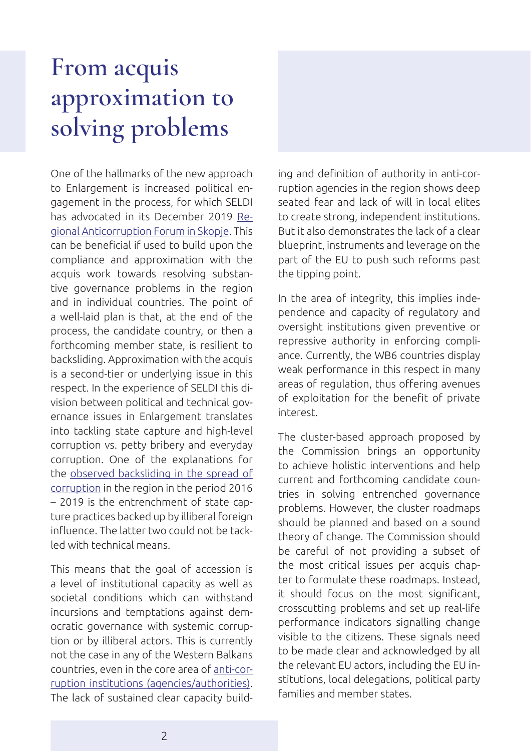# From acquis approximation to solving problems

One of the hallmarks of the new approach to Enlargement is increased political engagement in the process, for which SELDI has advocated in its December 2019 [Regional Anticorruption Forum in Skopje](). This can be beneficial if used to build upon the compliance and approximation with the acquis work towards resolving substantive governance problems in the region and in individual countries. The point of a well-laid plan is that, at the end of the process, the candidate country, or then a forthcoming member state, is resilient to backsliding. Approximation with the acquis is a second-tier or underlying issue in this respect. In the experience of SELDI this division between political and technical governance issues in Enlargement translates into tackling state capture and high-level corruption vs. petty bribery and everyday corruption. One of the explanations for the [observed backsliding in the spread of corruption]() in the region in the period 2016 – 2019 is the entrenchment of state capture practices backed up by illiberal foreign influence. The latter two could not be tackled with technical means.

This means that the goal of accession is a level of institutional capacity as well as societal conditions which can withstand incursions and temptations against democratic governance with systemic corruption or by illiberal actors. This is currently not the case in any of the Western Balkans countries, even in the core area of [anti-corruption institutions (agencies/authorities)](). The lack of sustained clear capacity building and definition of authority in anti-corruption agencies in the region shows deep seated fear and lack of will in local elites to create strong, independent institutions. But it also demonstrates the lack of a clear blueprint, instruments and leverage on the part of the EU to push such reforms past the tipping point.

In the area of integrity, this implies independence and capacity of regulatory and oversight institutions given preventive or repressive authority in enforcing compliance. Currently, the WB6 countries display weak performance in this respect in many areas of regulation, thus offering avenues of exploitation for the benefit of private interest.

The cluster-based approach proposed by the Commission brings an opportunity to achieve holistic interventions and help current and forthcoming candidate countries in solving entrenched governance problems. However, the cluster roadmaps should be planned and based on a sound theory of change. The Commission should be careful of not providing a subset of the most critical issues per acquis chapter to formulate these roadmaps. Instead, it should focus on the most significant, crosscutting problems and set up real-life performance indicators signalling change visible to the citizens. These signals need to be made clear and acknowledged by all the relevant EU actors, including the EU institutions, local delegations, political party families and member states.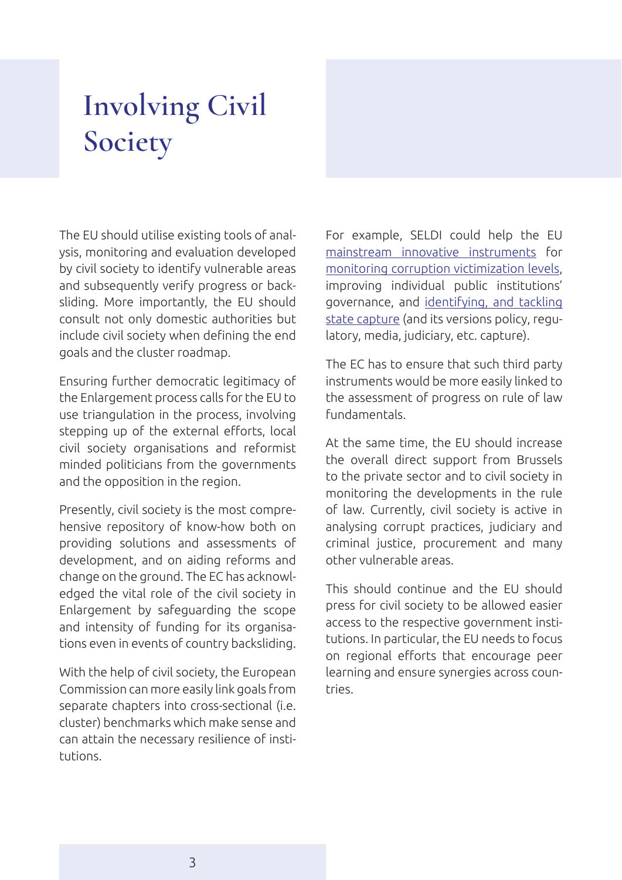# Involving Civil Society

The EU should utilise existing tools of analysis, monitoring and evaluation developed by civil society to identify vulnerable areas and subsequently verify progress or backsliding. More importantly, the EU should consult not only domestic authorities but include civil society when defining the end goals and the cluster roadmap.

Ensuring further democratic legitimacy of the Enlargement process calls for the EU to use triangulation in the process, involving stepping up of the external efforts, local civil society organisations and reformist minded politicians from the governments and the opposition in the region.

Presently, civil society is the most comprehensive repository of know-how both on providing solutions and assessments of development, and on aiding reforms and change on the ground. The EC has acknowledged the vital role of the civil society in Enlargement by safeguarding the scope and intensity of funding for its organisations even in events of country backsliding.

With the help of civil society, the European Commission can more easily link goals from separate chapters into cross-sectional (i.e. cluster) benchmarks which make sense and can attain the necessary resilience of institutions.

For example, SELDI could help the EU mainstream innovative instruments for monitoring corruption victimization levels, improving individual public institutions' governance, and identifying, and tackling state capture (and its versions policy, regulatory, media, judiciary, etc. capture).

The EC has to ensure that such third party instruments would be more easily linked to the assessment of progress on rule of law fundamentals.

At the same time, the EU should increase the overall direct support from Brussels to the private sector and to civil society in monitoring the developments in the rule of law. Currently, civil society is active in analysing corrupt practices, judiciary and criminal justice, procurement and many other vulnerable areas.

This should continue and the EU should press for civil society to be allowed easier access to the respective government institutions. In particular, the EU needs to focus on regional efforts that encourage peer learning and ensure synergies across countries.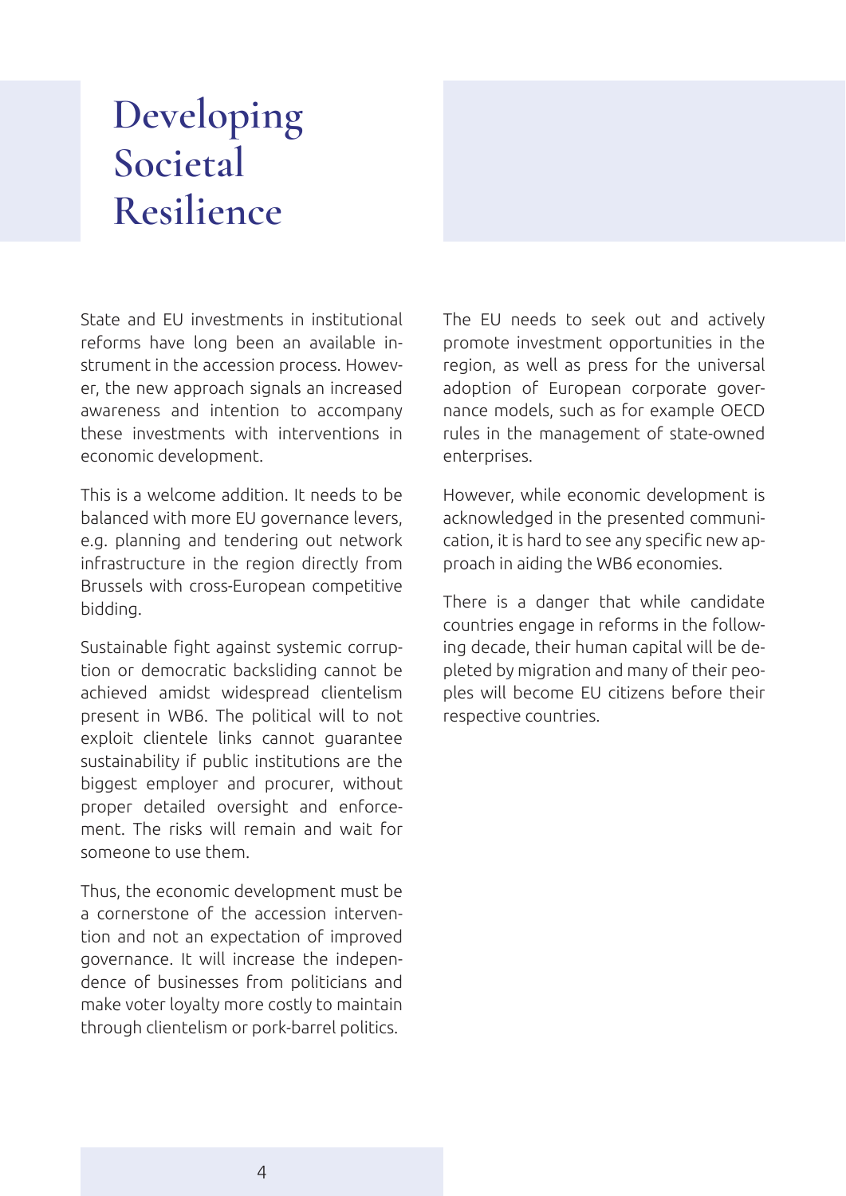# Developing Societal Resilience

State and EU investments in institutional reforms have long been an available instrument in the accession process. However, the new approach signals an increased awareness and intention to accompany these investments with interventions in economic development.

This is a welcome addition. It needs to be balanced with more EU governance levers, e.g. planning and tendering out network infrastructure in the region directly from Brussels with cross-European competitive bidding.

Sustainable fight against systemic corruption or democratic backsliding cannot be achieved amidst widespread clientelism present in WB6. The political will to not exploit clientele links cannot guarantee sustainability if public institutions are the biggest employer and procurer, without proper detailed oversight and enforcement. The risks will remain and wait for someone to use them.

Thus, the economic development must be a cornerstone of the accession intervention and not an expectation of improved governance. It will increase the independence of businesses from politicians and make voter loyalty more costly to maintain through clientelism or pork-barrel politics.

The EU needs to seek out and actively promote investment opportunities in the region, as well as press for the universal adoption of European corporate governance models, such as for example OECD rules in the management of state-owned enterprises.

However, while economic development is acknowledged in the presented communication, it is hard to see any specific new approach in aiding the WB6 economies.

There is a danger that while candidate countries engage in reforms in the following decade, their human capital will be depleted by migration and many of their peoples will become EU citizens before their respective countries.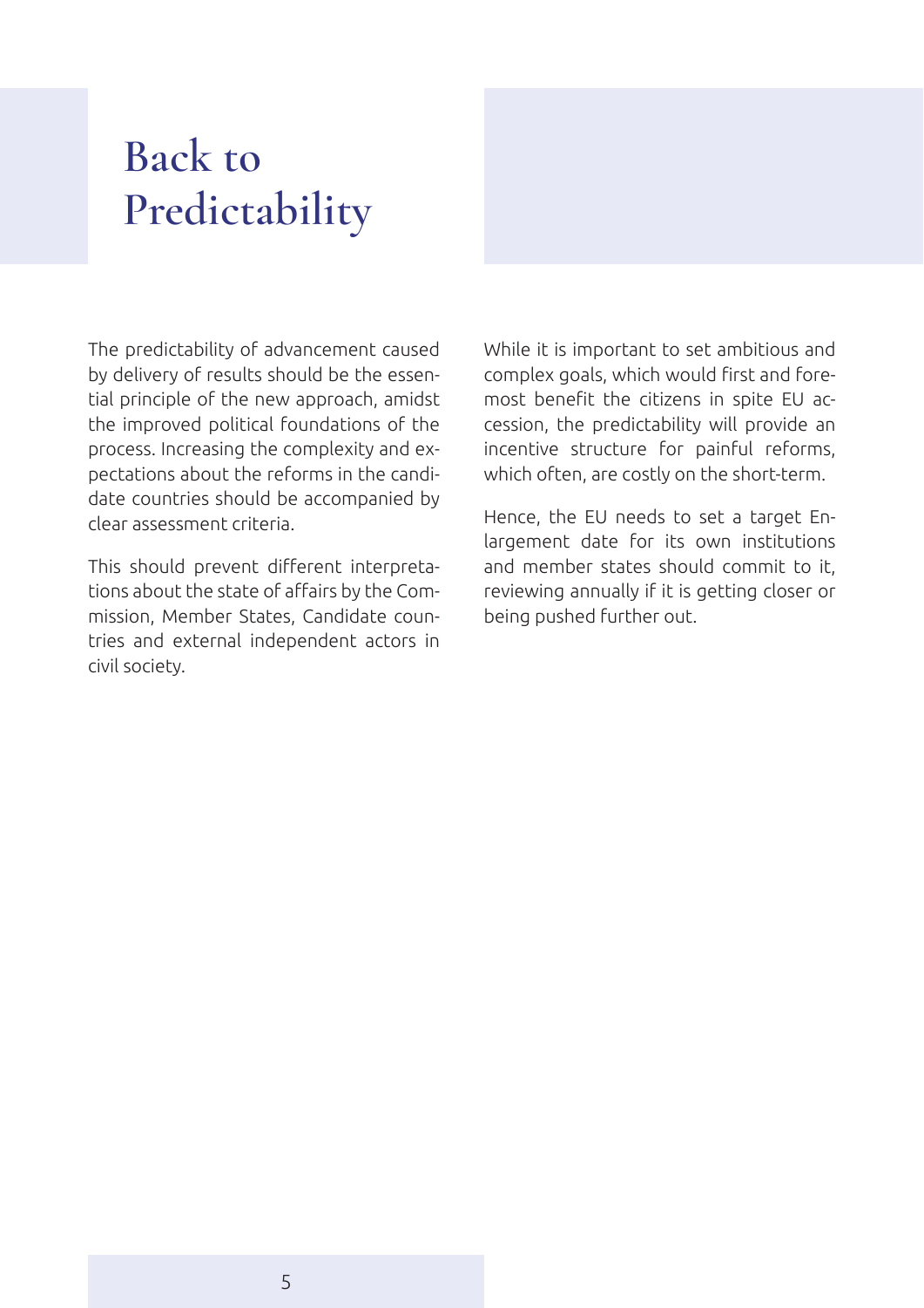# Back to Predictability

The predictability of advancement caused by delivery of results should be the essential principle of the new approach, amidst the improved political foundations of the process. Increasing the complexity and expectations about the reforms in the candidate countries should be accompanied by clear assessment criteria.

This should prevent different interpretations about the state of affairs by the Commission, Member States, Candidate countries and external independent actors in civil society.

While it is important to set ambitious and complex goals, which would first and foremost benefit the citizens in spite EU accession, the predictability will provide an incentive structure for painful reforms, which often, are costly on the short-term.

Hence, the EU needs to set a target Enlargement date for its own institutions and member states should commit to it, reviewing annually if it is getting closer or being pushed further out.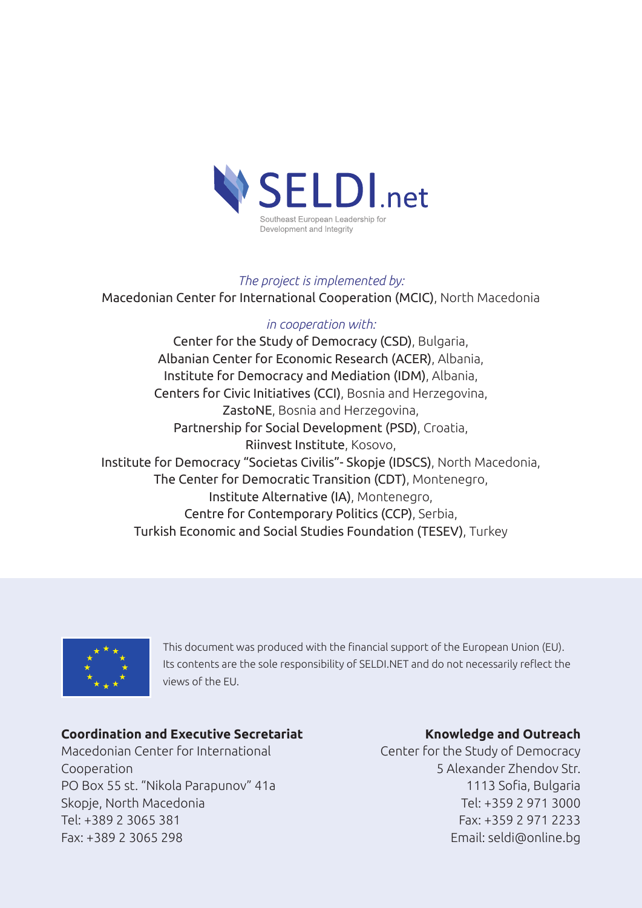SELDI.net

Southeast European Leadership for Development and Integrity

*The project is implemented by:*

Macedonian Center for International Cooperation (MCIC), North Macedonia

*in cooperation with:*

Center for the Study of Democracy (CSD), Bulgaria,
Albanian Center for Economic Research (ACER), Albania,
Institute for Democracy and Mediation (IDM), Albania,
Centers for Civic Initiatives (CCI), Bosnia and Herzegovina,
ZastoNE, Bosnia and Herzegovina,
Partnership for Social Development (PSD), Croatia,
Riinvest Institute, Kosovo,
Institute for Democracy "Societas Civilis"- Skopje (IDSCS), North Macedonia,
The Center for Democratic Transition (CDT), Montenegro,
Institute Alternative (IA), Montenegro,
Centre for Contemporary Politics (CCP), Serbia,
Turkish Economic and Social Studies Foundation (TESEV), Turkey

This document was produced with the financial support of the European Union (EU). Its contents are the sole responsibility of SELDI.NET and do not necessarily reflect the views of the EU.

**Coordination and Executive Secretariat**
Macedonian Center for International Cooperation
PO Box 55 st. "Nikola Parapunov" 41a
Skopje, North Macedonia
Tel: +389 2 3065 381
Fax: +389 2 3065 298

**Knowledge and Outreach**
Center for the Study of Democracy
5 Alexander Zhendov Str.
1113 Sofia, Bulgaria
Tel: +359 2 971 3000
Fax: +359 2 971 2233
Email: seldi@online.bg